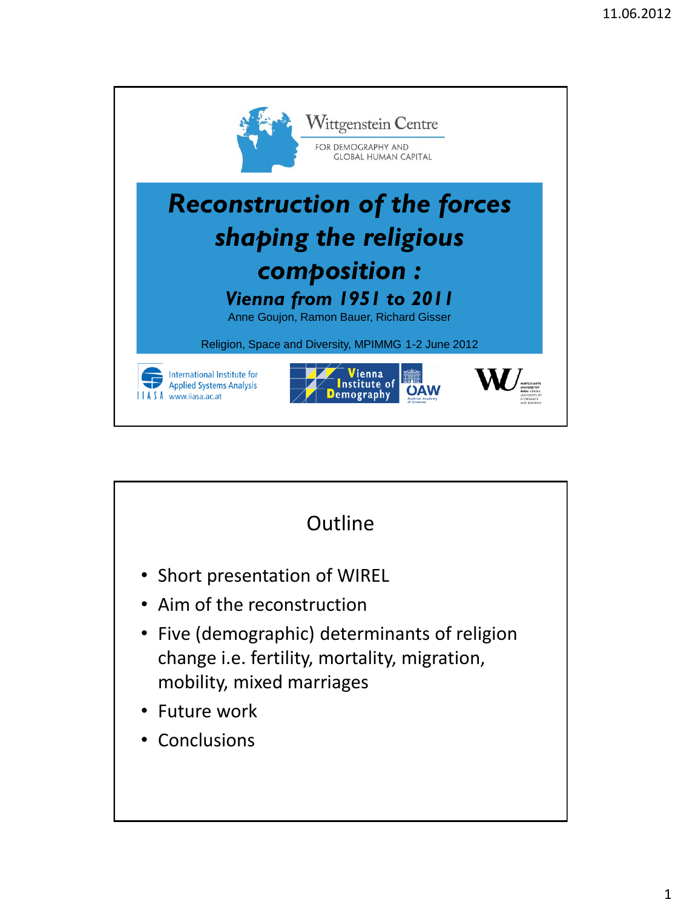Wittgenstein Centre

FOR DEMOGRAPHY AND GLOBAL HUMAN CAPITAL

# Reconstruction of the forces shaping the religious composition :

## Vienna from 1951 to 2011

Anne Goujon, Ramon Bauer, Richard Gisser

Religion, Space and Diversity, MPIMMG 1-2 June 2012

International Institute for Applied Systems Analysis
IIASA www.iiasa.ac.at

Vienna Institute of Demography

ÖAW

WU

---

## Outline

- Short presentation of WIREL
- Aim of the reconstruction
- Five (demographic) determinants of religion change i.e. fertility, mortality, migration, mobility, mixed marriages
- Future work
- Conclusions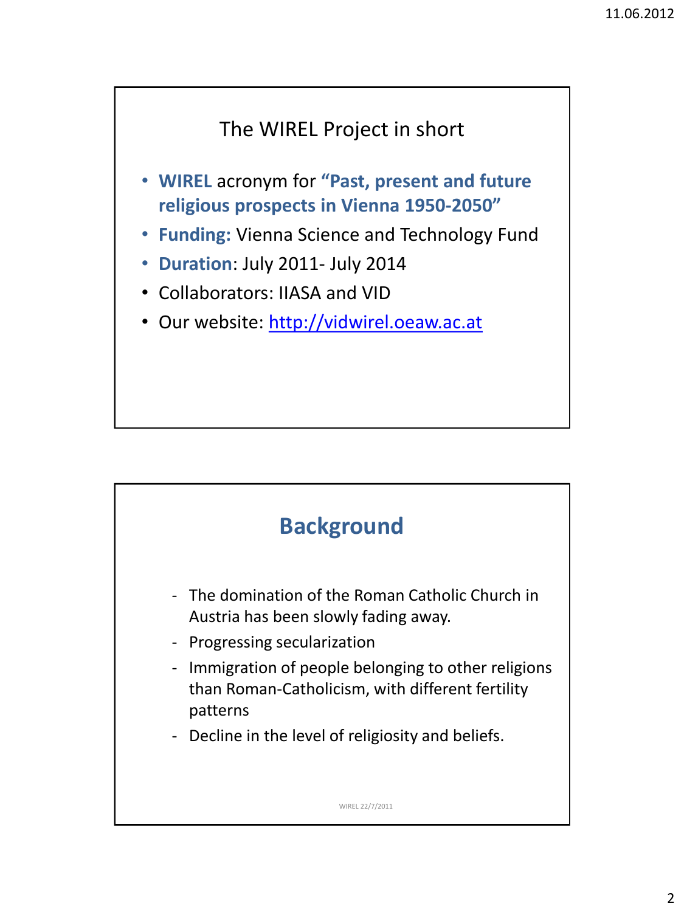## The WIREL Project in short

- **WIREL** acronym for **"Past, present and future religious prospects in Vienna 1950-2050"**
- **Funding:** Vienna Science and Technology Fund
- **Duration**: July 2011- July 2014
- Collaborators: IIASA and VID
- Our website: [http://vidwirel.oeaw.ac.at](http://vidwirel.oeaw.ac.at)

## Background

- The domination of the Roman Catholic Church in Austria has been slowly fading away.
- Progressing secularization
- Immigration of people belonging to other religions than Roman-Catholicism, with different fertility patterns
- Decline in the level of religiosity and beliefs.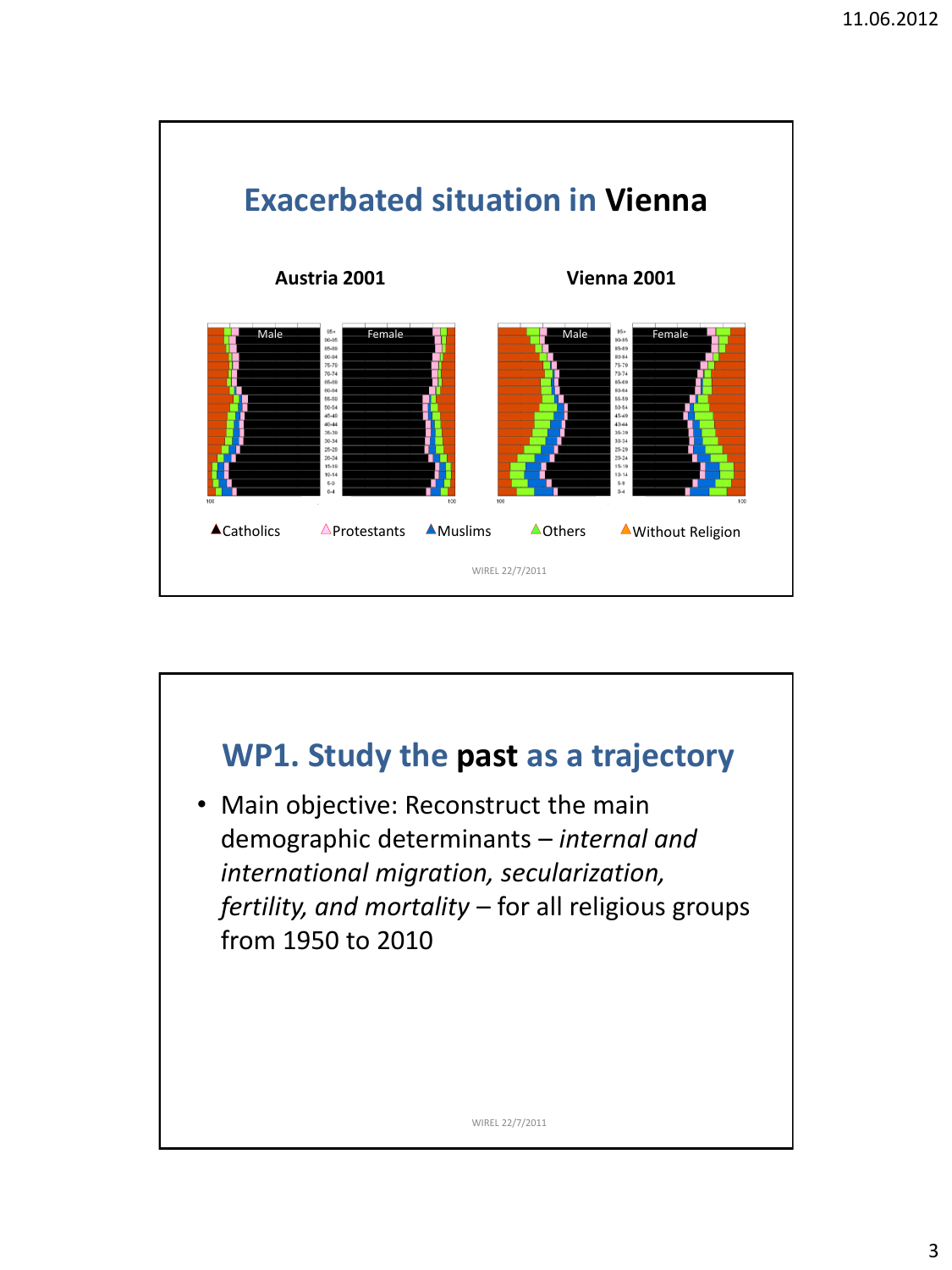## Exacerbated situation in **Vienna**

**Austria 2001** **Vienna 2001**

▲Catholics △Protestants ▲Muslims ▲Others ▲Without Religion

WIREL 22/7/2011

## WP1. Study the **past** as a trajectory

- Main objective: Reconstruct the main demographic determinants – *internal and international migration, secularization, fertility, and mortality* – for all religious groups from 1950 to 2010

WIREL 22/7/2011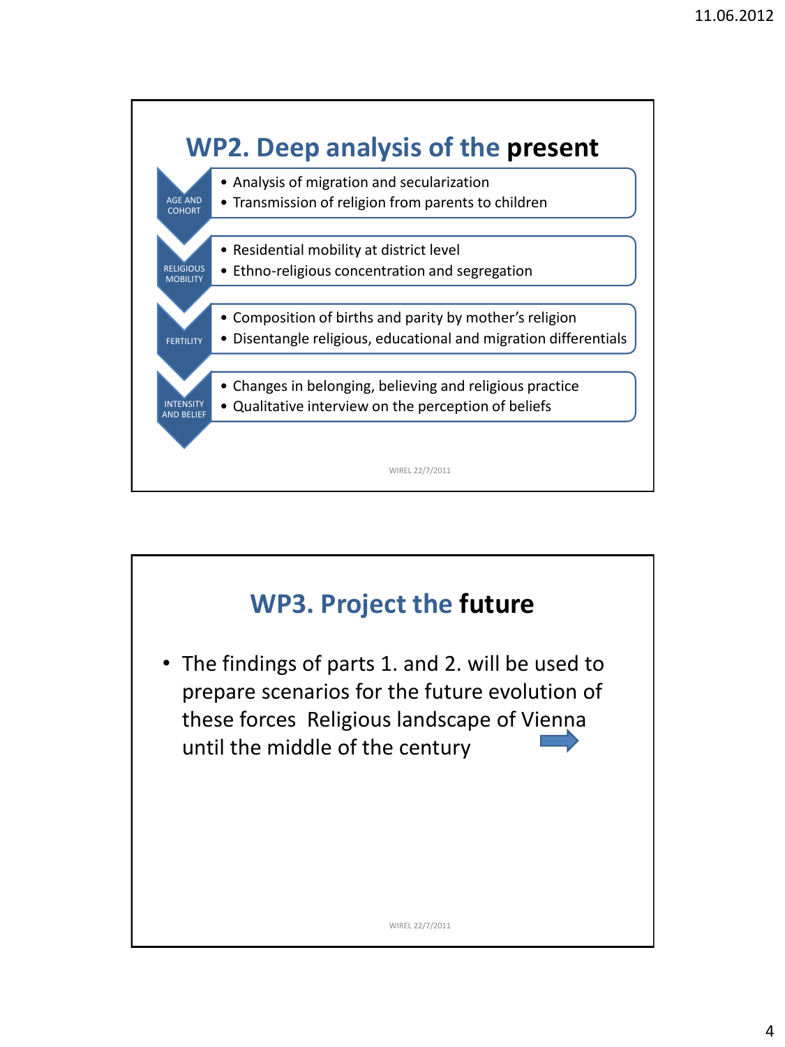## WP2. Deep analysis of the **present**

**AGE AND COHORT**

- Analysis of migration and secularization
- Transmission of religion from parents to children

**RELIGIOUS MOBILITY**

- Residential mobility at district level
- Ethno-religious concentration and segregation

**FERTILITY**

- Composition of births and parity by mother's religion
- Disentangle religious, educational and migration differentials

**INTENSITY AND BELIEF**

- Changes in belonging, believing and religious practice
- Qualitative interview on the perception of beliefs

WIREL 22/7/2011

## WP3. Project the **future**

- The findings of parts 1. and 2. will be used to prepare scenarios for the future evolution of these forces → Religious landscape of Vienna until the middle of the century

WIREL 22/7/2011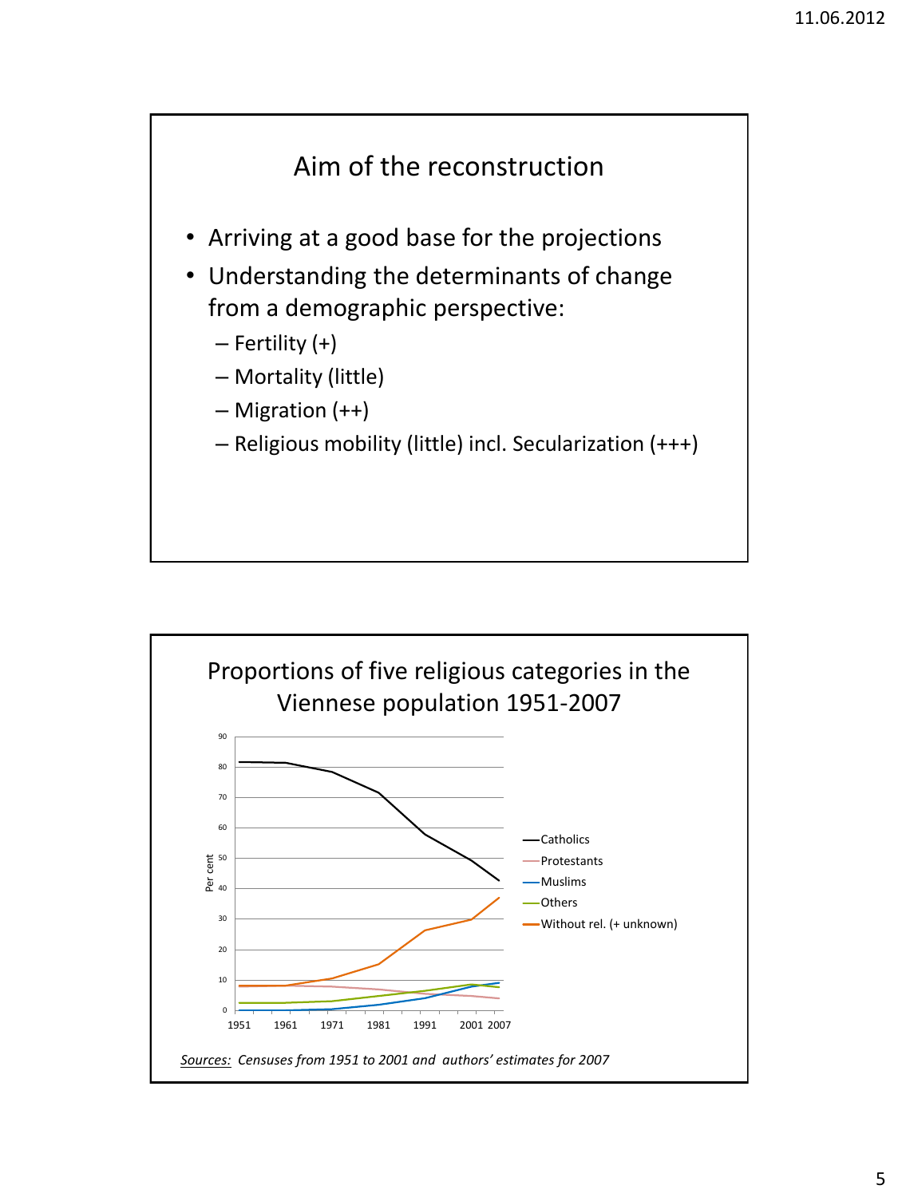## Aim of the reconstruction

- Arriving at a good base for the projections
- Understanding the determinants of change from a demographic perspective:
  - Fertility (+)
  - Mortality (little)
  - Migration (++)
  - Religious mobility (little) incl. Secularization (+++)

## Proportions of five religious categories in the Viennese population 1951-2007

*Sources: Censuses from 1951 to 2001 and authors' estimates for 2007*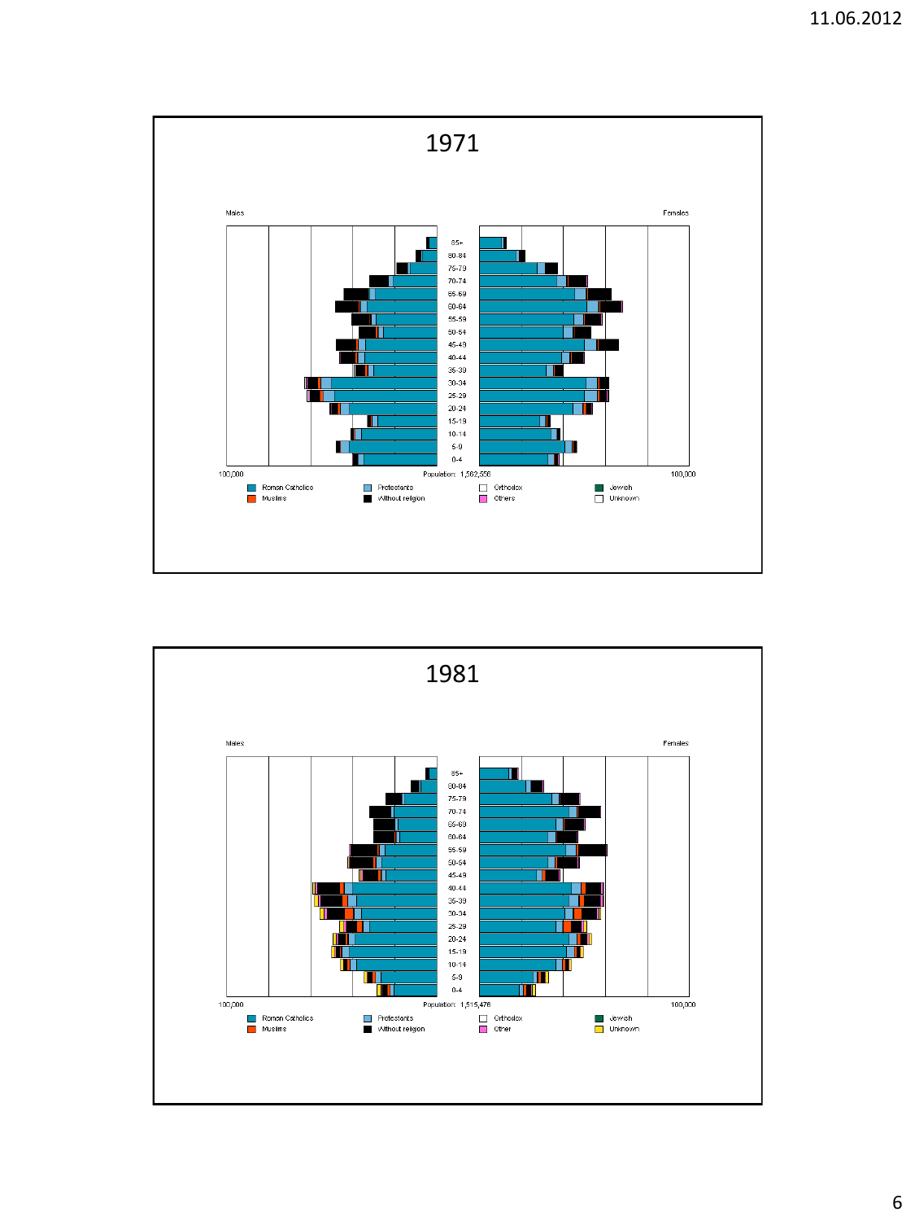# 1971

Males | Females

| Age |
|---|
| 85+ |
| 80-84 |
| 75-79 |
| 70-74 |
| 65-69 |
| 60-64 |
| 55-59 |
| 50-54 |
| 45-49 |
| 40-44 |
| 35-39 |
| 30-34 |
| 25-29 |
| 20-24 |
| 15-19 |
| 10-14 |
| 5-9 |
| 0-4 |

100,000 — Population: 1,582,558 — 100,000

Roman Catholics, Protestants, Orthodox, Jewish, Muslims, Without religion, Others, Unknown

# 1981

Males | Females

| Age |
|---|
| 85+ |
| 80-84 |
| 75-79 |
| 70-74 |
| 65-69 |
| 60-64 |
| 55-59 |
| 50-54 |
| 45-49 |
| 40-44 |
| 35-39 |
| 30-34 |
| 25-29 |
| 20-24 |
| 15-19 |
| 10-14 |
| 5-9 |
| 0-4 |

100,000 — Population: 1,515,476 — 100,000

Roman Catholics, Protestants, Orthodox, Jewish, Muslims, Without religion, Other, Unknown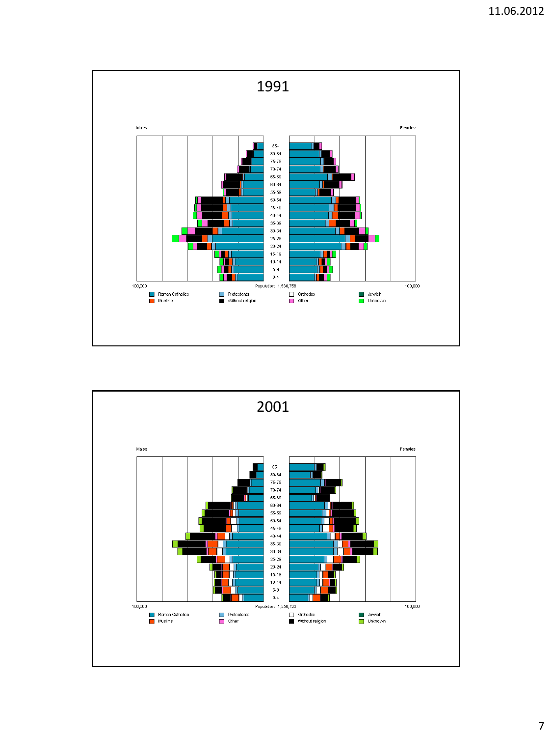## 1991

Males | Females

85+
80-84
75-79
70-74
65-69
60-64
55-59
50-54
45-49
40-44
35-39
30-34
25-29
20-24
15-19
10-14
5-9
0-4

100,000 | Population: 1,530,758 | 100,000

- Roman Catholics
- Protestants
- Orthodox
- Jewish
- Muslims
- Without religion
- Other
- Unknown

## 2001

Males | Females

85+
80-84
75-79
70-74
65-69
60-64
55-59
50-54
45-49
40-44
35-39
30-34
25-29
20-24
15-19
10-14
5-9
0-4

100,000 | Population: 1,550,123 | 100,000

- Roman Catholics
- Protestants
- Orthodox
- Jewish
- Muslims
- Other
- Without religion
- Unknown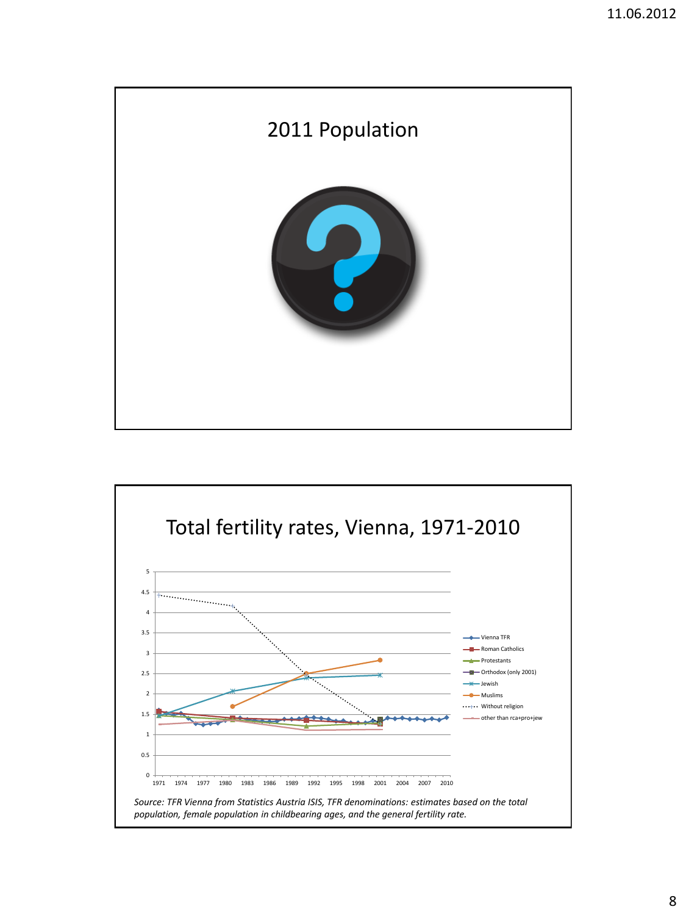# 2011 Population

# Total fertility rates, Vienna, 1971-2010

*Source: TFR Vienna from Statistics Austria ISIS, TFR denominations: estimates based on the total population, female population in childbearing ages, and the general fertility rate.*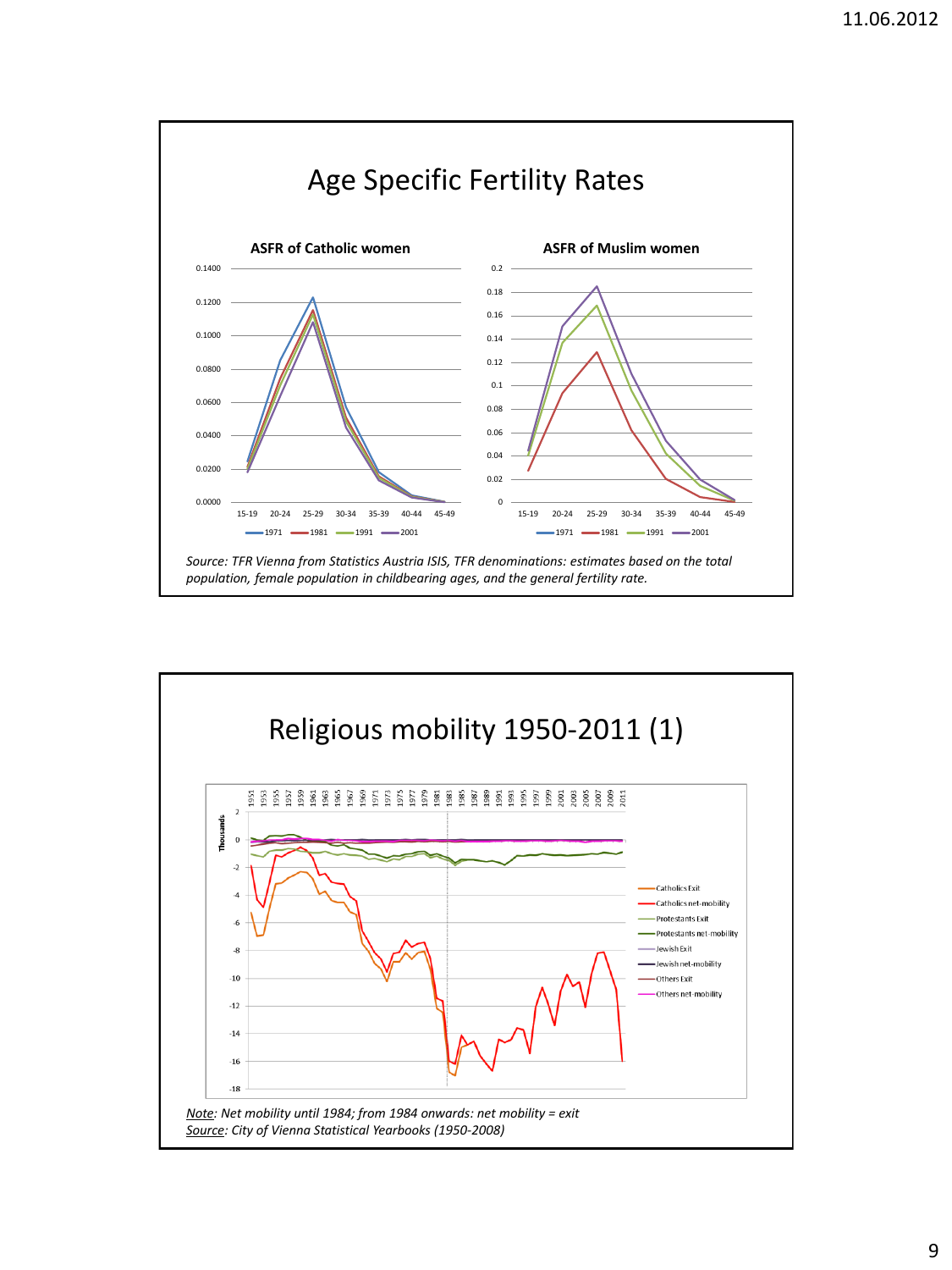# Age Specific Fertility Rates

**ASFR of Catholic women**

**ASFR of Muslim women**

1971 — 1981 — 1991 — 2001

*Source: TFR Vienna from Statistics Austria ISIS, TFR denominations: estimates based on the total population, female population in childbearing ages, and the general fertility rate.*

# Religious mobility 1950-2011 (1)

Catholics Exit — Catholics net-mobility — Protestants Exit — Protestants net-mobility — Jewish Exit — Jewish net-mobility — Others Exit — Others net-mobility

*Note: Net mobility until 1984; from 1984 onwards: net mobility = exit*

*Source: City of Vienna Statistical Yearbooks (1950-2008)*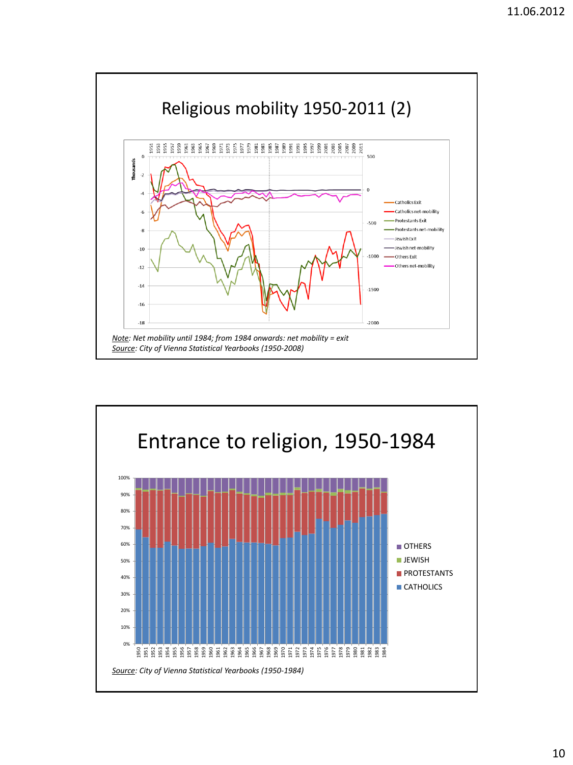## Religious mobility 1950-2011 (2)

*Note*: *Net mobility until 1984; from 1984 onwards: net mobility = exit*
*Source*: *City of Vienna Statistical Yearbooks (1950-2008)*

## Entrance to religion, 1950-1984

*Source*: *City of Vienna Statistical Yearbooks (1950-1984)*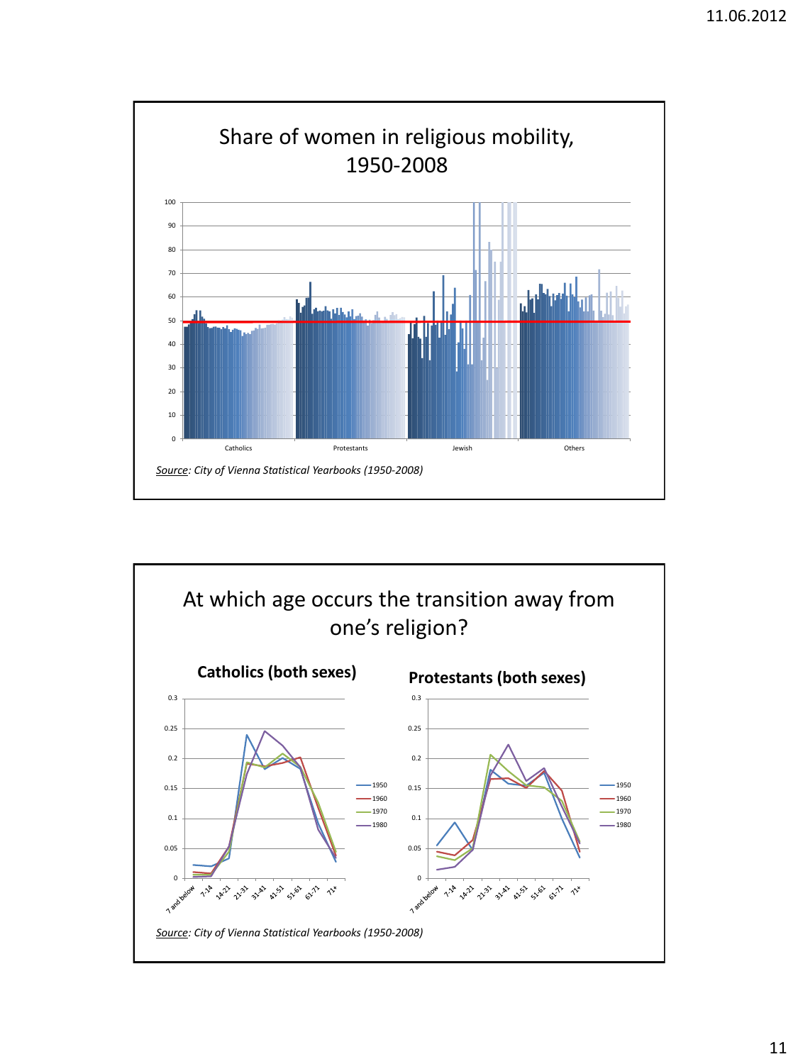## Share of women in religious mobility, 1950-2008

*Source*: City of Vienna Statistical Yearbooks (1950-2008)

## At which age occurs the transition away from one's religion?

**Catholics (both sexes)**

**Protestants (both sexes)**

*Source*: City of Vienna Statistical Yearbooks (1950-2008)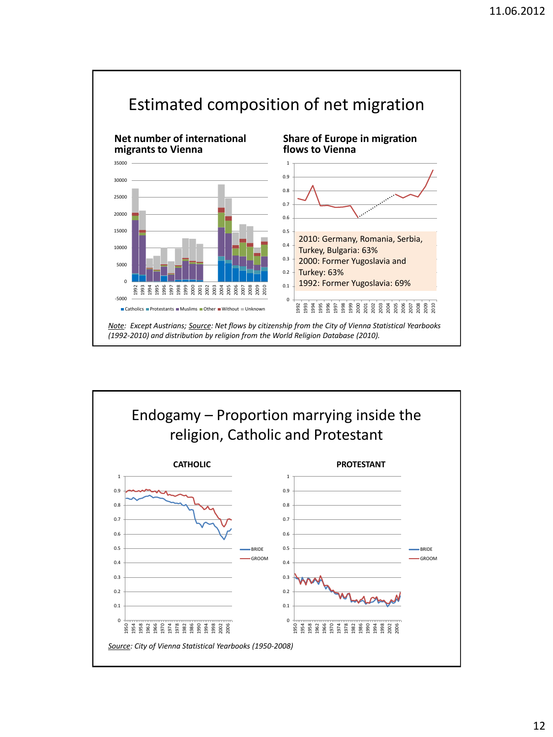# Estimated composition of net migration

### Net number of international migrants to Vienna

Catholics, Protestants, Muslims, Other, Without, Unknown

### Share of Europe in migration flows to Vienna

2010: Germany, Romania, Serbia, Turkey, Bulgaria: 63%
2000: Former Yugoslavia and Turkey: 63%
1992: Former Yugoslavia: 69%

*Note: Except Austrians; Source: Net flows by citizenship from the City of Vienna Statistical Yearbooks (1992-2010) and distribution by religion from the World Religion Database (2010).*

# Endogamy – Proportion marrying inside the religion, Catholic and Protestant

### CATHOLIC

BRIDE, GROOM

### PROTESTANT

BRIDE, GROOM

*Source: City of Vienna Statistical Yearbooks (1950-2008)*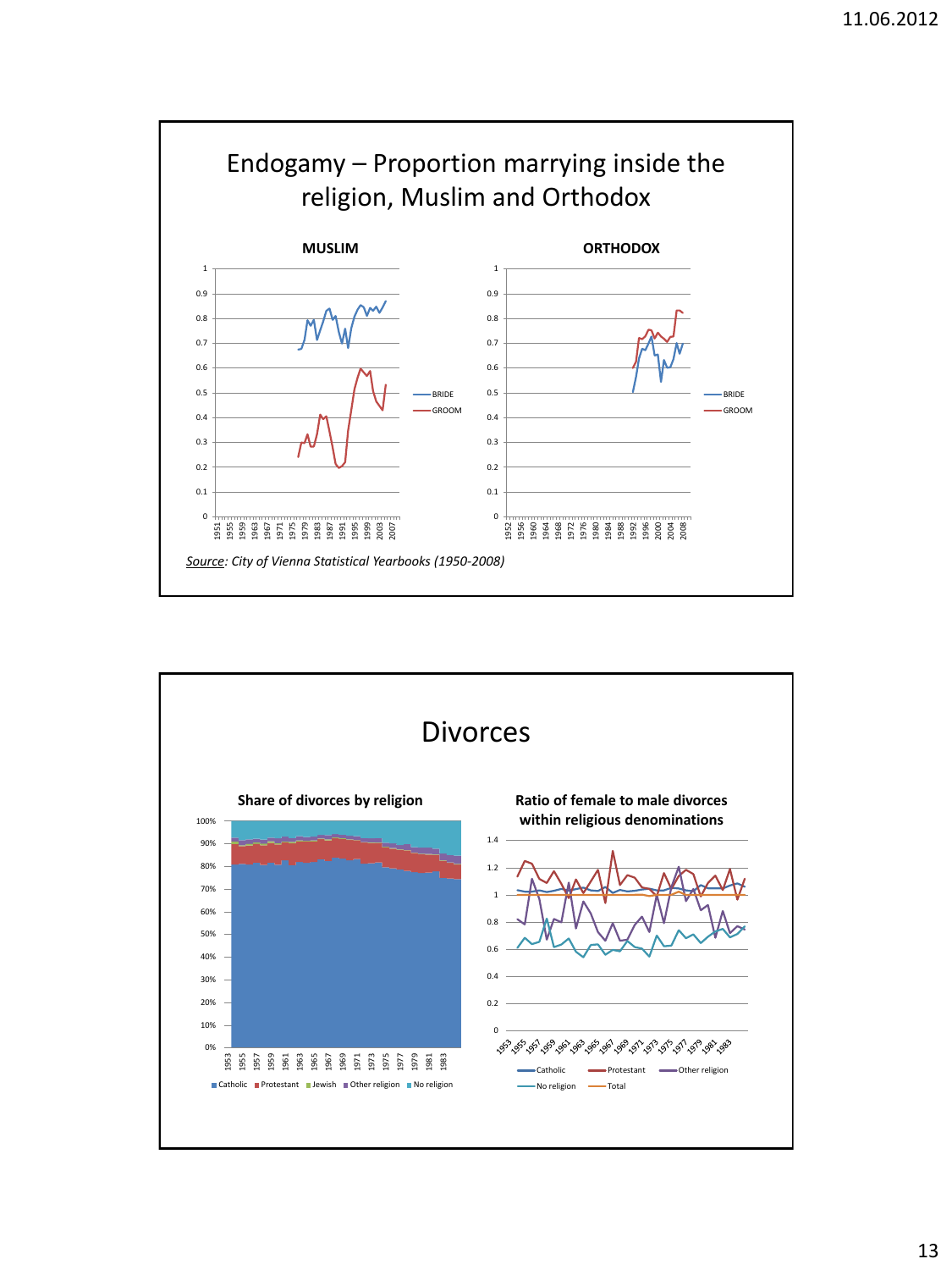## Endogamy – Proportion marrying inside the religion, Muslim and Orthodox

**MUSLIM**

**ORTHODOX**

*Source: City of Vienna Statistical Yearbooks (1950-2008)*

## Divorces

**Share of divorces by religion**

**Ratio of female to male divorces within religious denominations**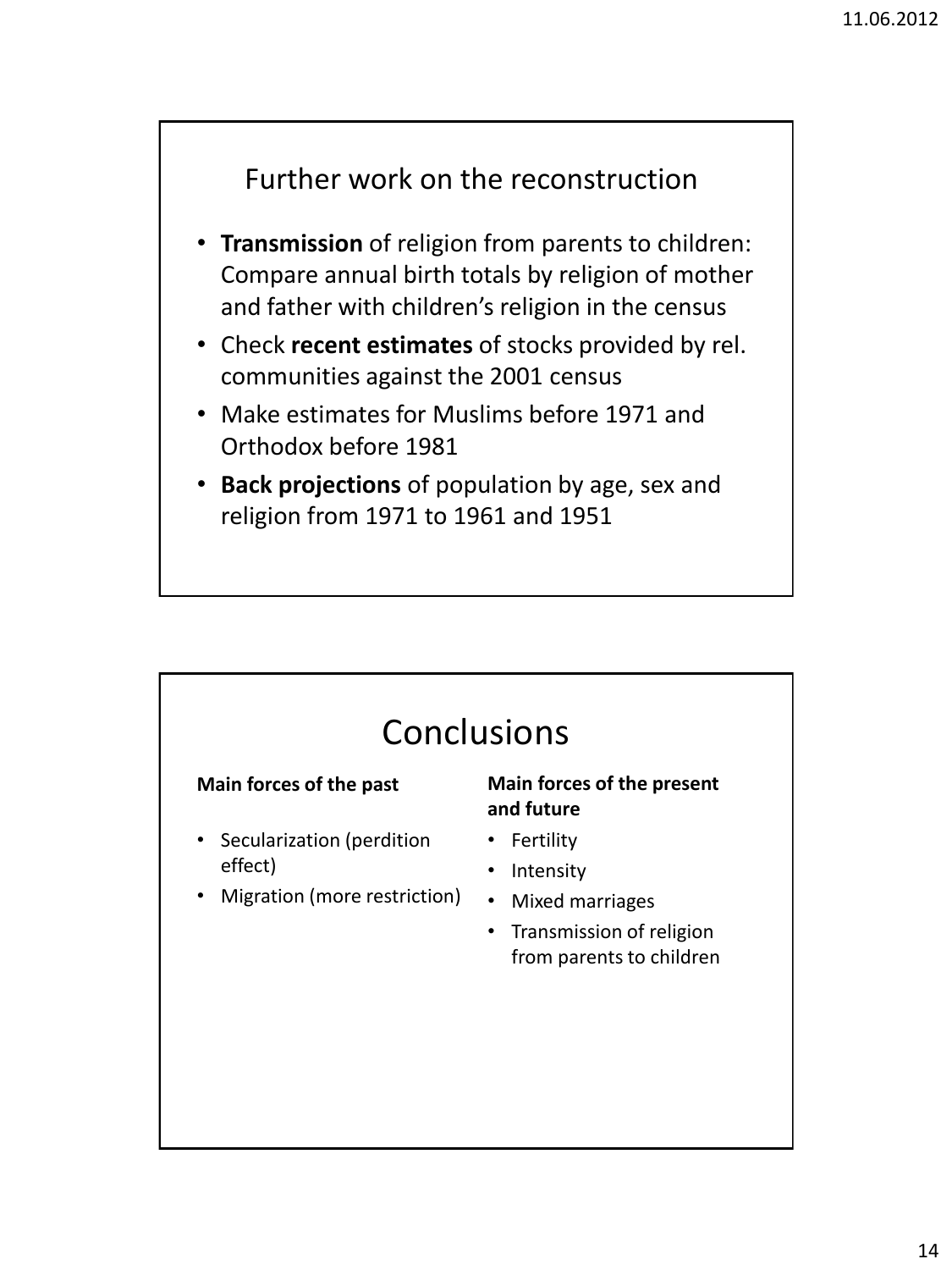## Further work on the reconstruction

- **Transmission** of religion from parents to children: Compare annual birth totals by religion of mother and father with children's religion in the census
- Check **recent estimates** of stocks provided by rel. communities against the 2001 census
- Make estimates for Muslims before 1971 and Orthodox before 1981
- **Back projections** of population by age, sex and religion from 1971 to 1961 and 1951

## Conclusions

**Main forces of the past**

- Secularization (perdition effect)
- Migration (more restriction)

**Main forces of the present and future**

- Fertility
- Intensity
- Mixed marriages
- Transmission of religion from parents to children